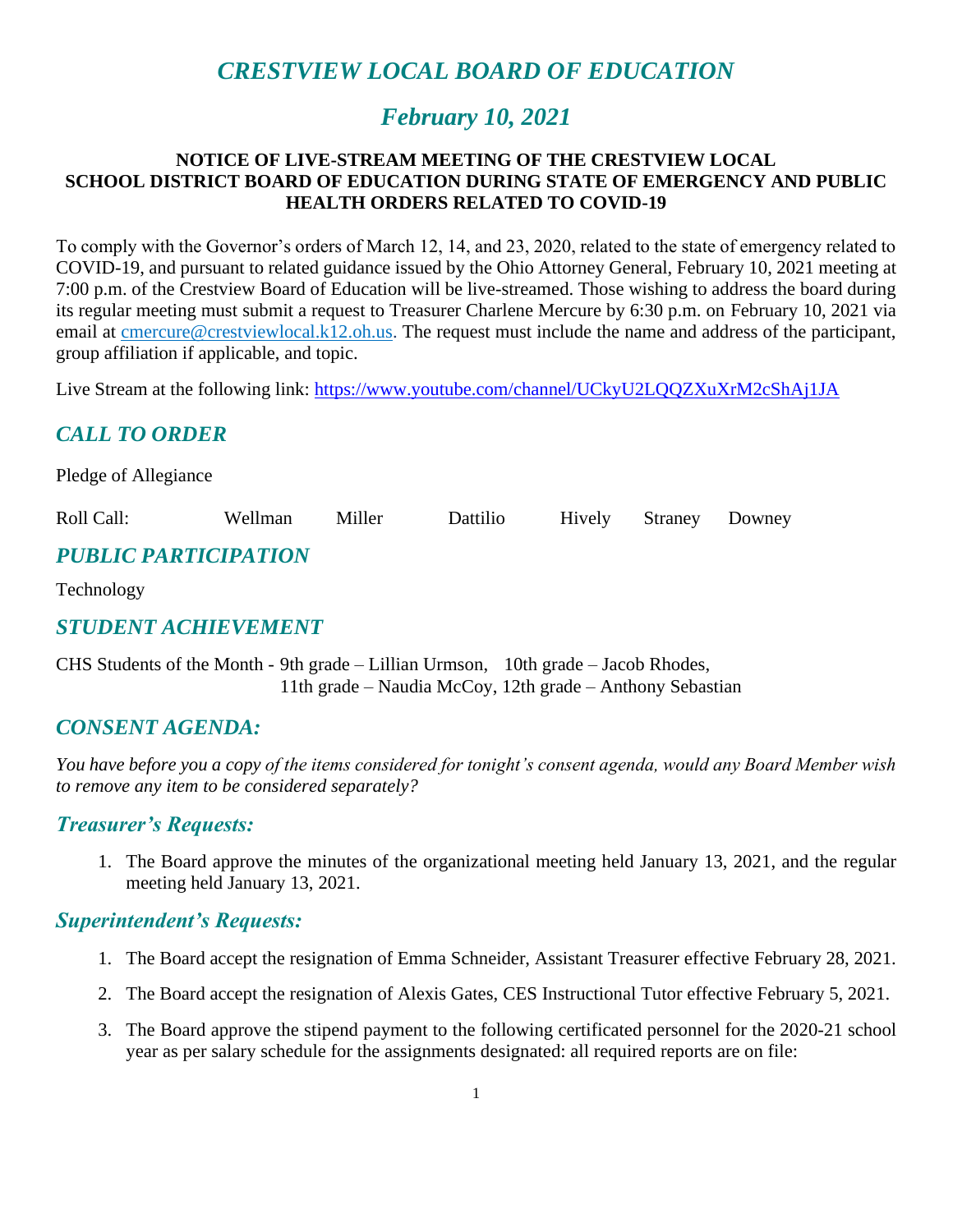# *CRESTVIEW LOCAL BOARD OF EDUCATION*

## *February 10, 2021*

**NOTICE OF LIVE-STREAM MEETING OF THE CRESTVIEW LOCAL SCHOOL DISTRICT BOARD OF EDUCATION DURING STATE OF EMERGENCY AND PUBLIC HEALTH ORDERS RELATED TO COVID-19**

To comply with the Governor's orders of March 12, 14, and 23, 2020, related to the state of emergency related to COVID-19, and pursuant to related guidance issued by the Ohio Attorney General, February 10, 2021 meeting at 7:00 p.m. of the Crestview Board of Education will be live-streamed. Those wishing to address the board during its regular meeting must submit a request to Treasurer Charlene Mercure by 6:30 p.m. on February 10, 2021 via email at cmercure@crestviewlocal.k12.oh.us. The request must include the name and address of the participant, group affiliation if applicable, and topic.

Live Stream at the following link: https://www.youtube.com/channel/UCkyU2LQQZXuXrM2cShAj1JA

## *CALL TO ORDER*

Pledge of Allegiance

Roll Call: Wellman Miller Dattilio Hively Straney Downey

## *PUBLIC PARTICIPATION*

Technology

## *STUDENT ACHIEVEMENT*

CHS Students of the Month - 9th grade – Lillian Urmson, 10th grade – Jacob Rhodes,
11th grade – Naudia McCoy, 12th grade – Anthony Sebastian

## *CONSENT AGENDA:*

*You have before you a copy of the items considered for tonight's consent agenda, would any Board Member wish to remove any item to be considered separately?*

### *Treasurer's Requests:*

1. The Board approve the minutes of the organizational meeting held January 13, 2021, and the regular meeting held January 13, 2021.

### *Superintendent's Requests:*

1. The Board accept the resignation of Emma Schneider, Assistant Treasurer effective February 28, 2021.
2. The Board accept the resignation of Alexis Gates, CES Instructional Tutor effective February 5, 2021.
3. The Board approve the stipend payment to the following certificated personnel for the 2020-21 school year as per salary schedule for the assignments designated: all required reports are on file: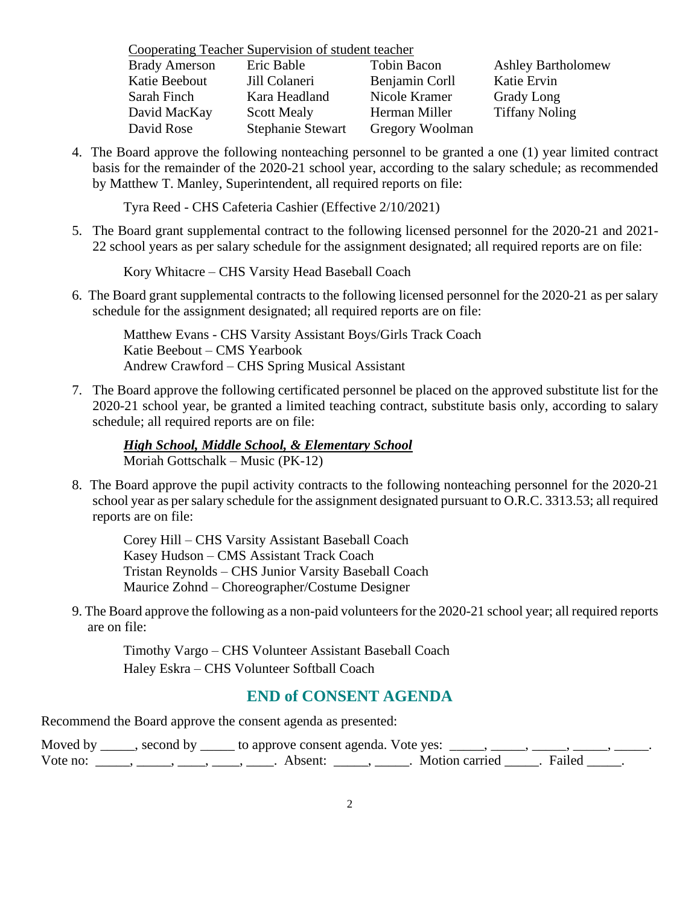Cooperating Teacher Supervision of student teacher

| | | | |
|---|---|---|---|
| Brady Amerson | Eric Bable | Tobin Bacon | Ashley Bartholomew |
| Katie Beebout | Jill Colaneri | Benjamin Corll | Katie Ervin |
| Sarah Finch | Kara Headland | Nicole Kramer | Grady Long |
| David MacKay | Scott Mealy | Herman Miller | Tiffany Noling |
| David Rose | Stephanie Stewart | Gregory Woolman | |

4. The Board approve the following nonteaching personnel to be granted a one (1) year limited contract basis for the remainder of the 2020-21 school year, according to the salary schedule; as recommended by Matthew T. Manley, Superintendent, all required reports on file:

   Tyra Reed - CHS Cafeteria Cashier (Effective 2/10/2021)

5. The Board grant supplemental contract to the following licensed personnel for the 2020-21 and 2021-22 school years as per salary schedule for the assignment designated; all required reports are on file:

   Kory Whitacre – CHS Varsity Head Baseball Coach

6. The Board grant supplemental contracts to the following licensed personnel for the 2020-21 as per salary schedule for the assignment designated; all required reports are on file:

   Matthew Evans - CHS Varsity Assistant Boys/Girls Track Coach
   Katie Beebout – CMS Yearbook
   Andrew Crawford – CHS Spring Musical Assistant

7. The Board approve the following certificated personnel be placed on the approved substitute list for the 2020-21 school year, be granted a limited teaching contract, substitute basis only, according to salary schedule; all required reports are on file:

   ***High School, Middle School, & Elementary School***
   Moriah Gottschalk – Music (PK-12)

8. The Board approve the pupil activity contracts to the following nonteaching personnel for the 2020-21 school year as per salary schedule for the assignment designated pursuant to O.R.C. 3313.53; all required reports are on file:

   Corey Hill – CHS Varsity Assistant Baseball Coach
   Kasey Hudson – CMS Assistant Track Coach
   Tristan Reynolds – CHS Junior Varsity Baseball Coach
   Maurice Zohnd – Choreographer/Costume Designer

9. The Board approve the following as a non-paid volunteers for the 2020-21 school year; all required reports are on file:

   Timothy Vargo – CHS Volunteer Assistant Baseball Coach
   Haley Eskra – CHS Volunteer Softball Coach

## END of CONSENT AGENDA

Recommend the Board approve the consent agenda as presented:

Moved by _____, second by _____ to approve consent agenda. Vote yes: _____, _____, _____, _____, _____.
Vote no: _____, _____, ____, ____, ____. Absent: _____, _____. Motion carried _____. Failed _____.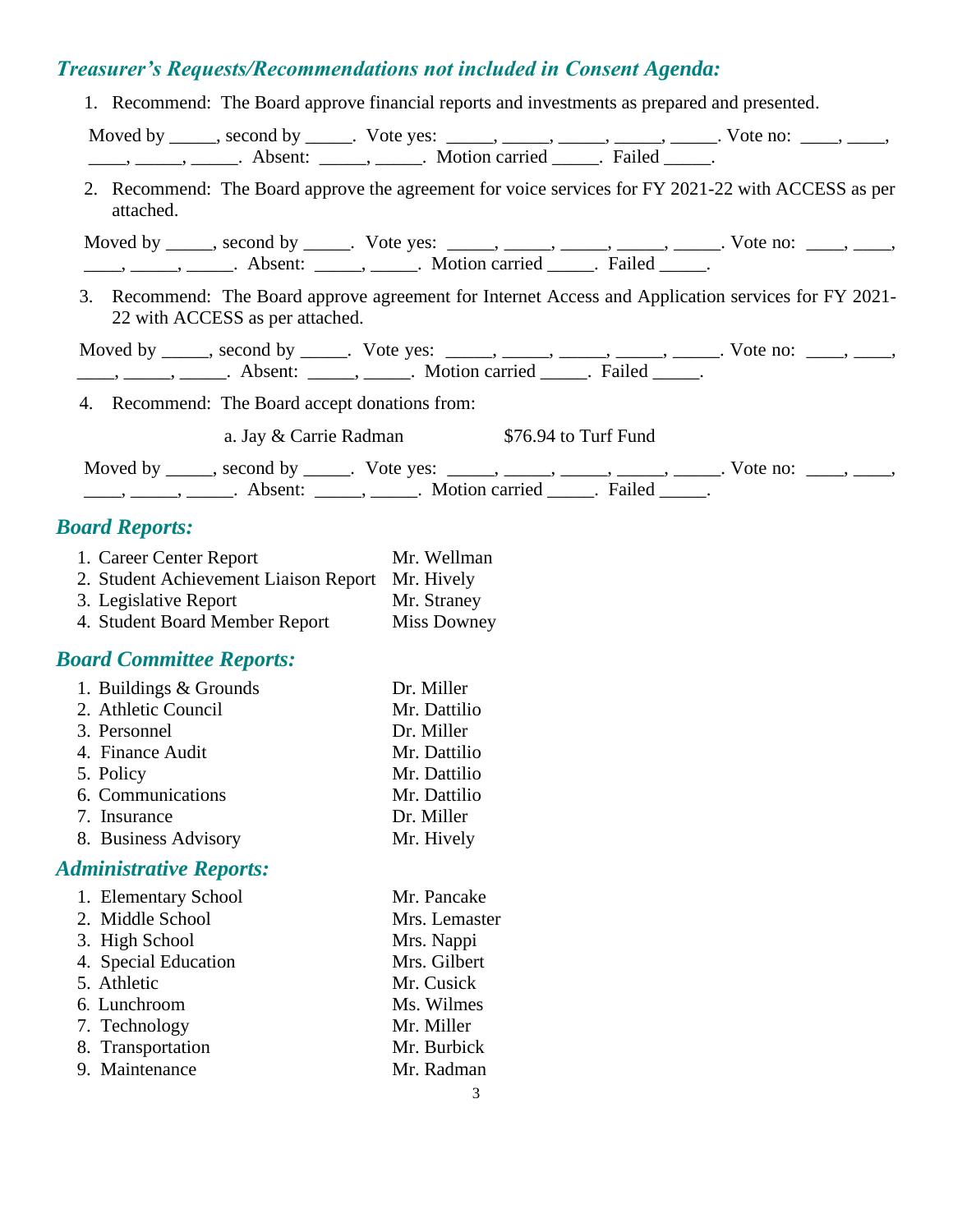## *Treasurer's Requests/Recommendations not included in Consent Agenda:*

1. Recommend: The Board approve financial reports and investments as prepared and presented.

Moved by _____, second by _____. Vote yes: _____, _____, _____, _____, _____. Vote no: ____, ____, ____, _____, _____. Absent: _____, _____. Motion carried _____. Failed _____.

2. Recommend: The Board approve the agreement for voice services for FY 2021-22 with ACCESS as per attached.

Moved by _____, second by _____. Vote yes: _____, _____, _____, _____, _____. Vote no: ____, ____, ____, _____, _____. Absent: _____, _____. Motion carried _____. Failed _____.

3. Recommend: The Board approve agreement for Internet Access and Application services for FY 2021-22 with ACCESS as per attached.

Moved by _____, second by _____. Vote yes: _____, _____, _____, _____, _____. Vote no: ____, ____, ____, _____, _____. Absent: _____, _____. Motion carried _____. Failed _____.

4. Recommend: The Board accept donations from:

   a. Jay & Carrie Radman $76.94 to Turf Fund

Moved by _____, second by _____. Vote yes: _____, _____, _____, _____, _____. Vote no: ____, ____, ____, _____, _____. Absent: _____, _____. Motion carried _____. Failed _____.

## *Board Reports:*

| | |
|---|---|
| 1. Career Center Report | Mr. Wellman |
| 2. Student Achievement Liaison Report | Mr. Hively |
| 3. Legislative Report | Mr. Straney |
| 4. Student Board Member Report | Miss Downey |

## *Board Committee Reports:*

| | |
|---|---|
| 1. Buildings & Grounds | Dr. Miller |
| 2. Athletic Council | Mr. Dattilio |
| 3. Personnel | Dr. Miller |
| 4. Finance Audit | Mr. Dattilio |
| 5. Policy | Mr. Dattilio |
| 6. Communications | Mr. Dattilio |
| 7. Insurance | Dr. Miller |
| 8. Business Advisory | Mr. Hively |

## *Administrative Reports:*

| | |
|---|---|
| 1. Elementary School | Mr. Pancake |
| 2. Middle School | Mrs. Lemaster |
| 3. High School | Mrs. Nappi |
| 4. Special Education | Mrs. Gilbert |
| 5. Athletic | Mr. Cusick |
| 6. Lunchroom | Ms. Wilmes |
| 7. Technology | Mr. Miller |
| 8. Transportation | Mr. Burbick |
| 9. Maintenance | Mr. Radman |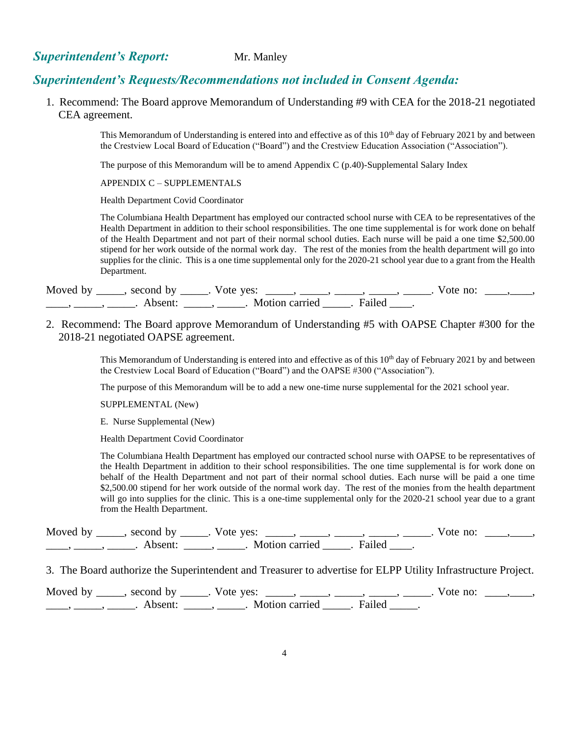## *Superintendent's Report:* Mr. Manley

## *Superintendent's Requests/Recommendations not included in Consent Agenda:*

1. Recommend: The Board approve Memorandum of Understanding #9 with CEA for the 2018-21 negotiated CEA agreement.

   This Memorandum of Understanding is entered into and effective as of this 10th day of February 2021 by and between the Crestview Local Board of Education ("Board") and the Crestview Education Association ("Association").

   The purpose of this Memorandum will be to amend Appendix C (p.40)-Supplemental Salary Index

   APPENDIX C – SUPPLEMENTALS

   Health Department Covid Coordinator

   The Columbiana Health Department has employed our contracted school nurse with CEA to be representatives of the Health Department in addition to their school responsibilities. The one time supplemental is for work done on behalf of the Health Department and not part of their normal school duties. Each nurse will be paid a one time $2,500.00 stipend for her work outside of the normal work day. The rest of the monies from the health department will go into supplies for the clinic. This is a one time supplemental only for the 2020-21 school year due to a grant from the Health Department.

Moved by _____, second by _____. Vote yes: _____, _____, _____, _____, _____. Vote no: ____,____, ____, _____, _____. Absent: _____, _____. Motion carried _____. Failed ____.

2. Recommend: The Board approve Memorandum of Understanding #5 with OAPSE Chapter #300 for the 2018-21 negotiated OAPSE agreement.

   This Memorandum of Understanding is entered into and effective as of this 10th day of February 2021 by and between the Crestview Local Board of Education ("Board") and the OAPSE #300 ("Association").

   The purpose of this Memorandum will be to add a new one-time nurse supplemental for the 2021 school year.

   SUPPLEMENTAL (New)

   E. Nurse Supplemental (New)

   Health Department Covid Coordinator

   The Columbiana Health Department has employed our contracted school nurse with OAPSE to be representatives of the Health Department in addition to their school responsibilities. The one time supplemental is for work done on behalf of the Health Department and not part of their normal school duties. Each nurse will be paid a one time $2,500.00 stipend for her work outside of the normal work day. The rest of the monies from the health department will go into supplies for the clinic. This is a one-time supplemental only for the 2020-21 school year due to a grant from the Health Department.

Moved by _____, second by _____. Vote yes: _____, _____, _____, _____, _____. Vote no: ____,____, ____, _____, _____. Absent: _____, _____. Motion carried _____. Failed ____.

3. The Board authorize the Superintendent and Treasurer to advertise for ELPP Utility Infrastructure Project.

Moved by _____, second by _____. Vote yes: _____, _____, _____, _____, _____. Vote no: ____,____, ____, _____, _____. Absent: _____, _____. Motion carried _____. Failed _____.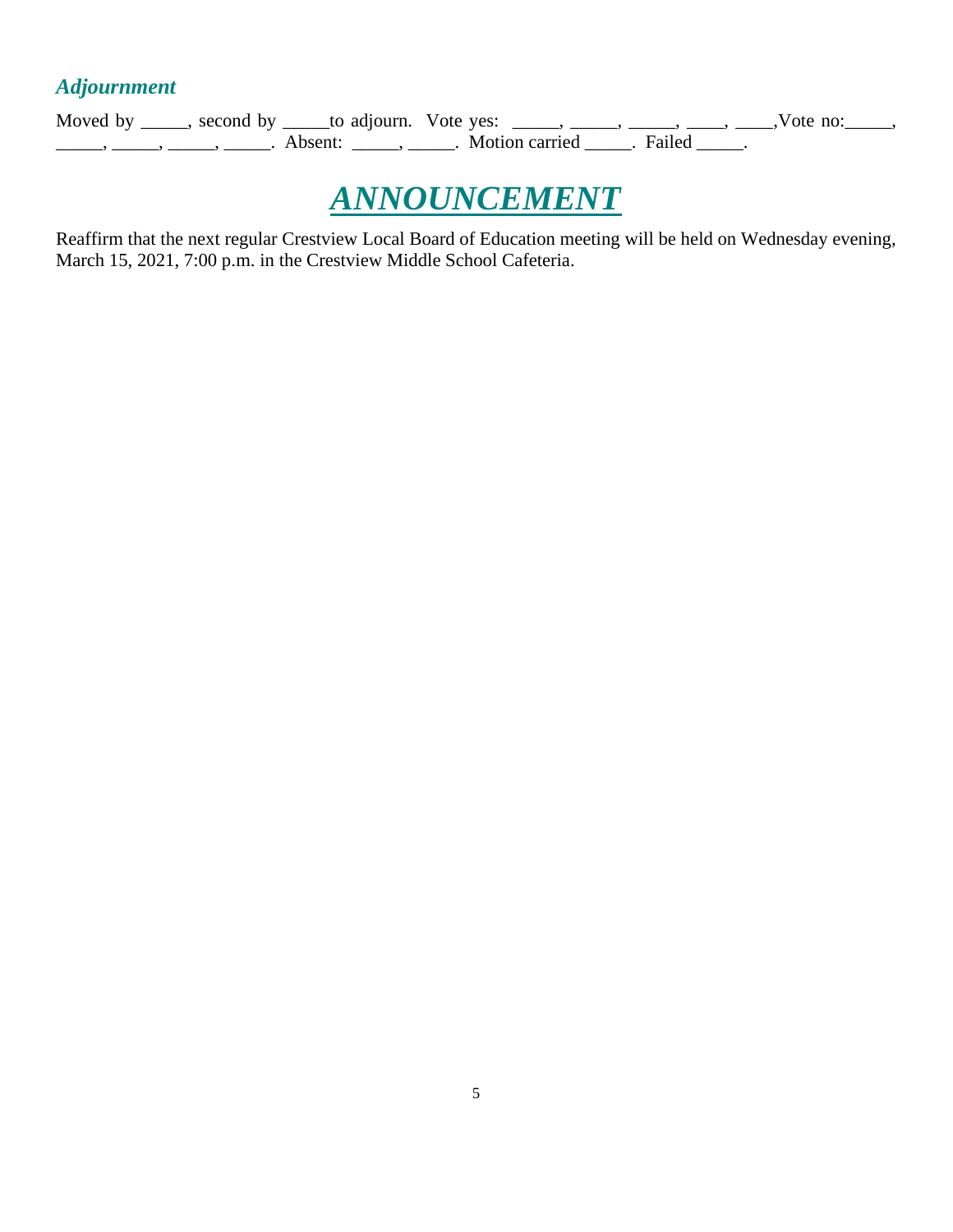### *Adjourment*

Moved by _____, second by _____to adjourn. Vote yes: _____, _____, _____, ____, ____,Vote no:_____, _____, _____, _____, _____. Absent: _____, _____. Motion carried _____. Failed _____.

# *ANNOUNCEMENT*

Reaffirm that the next regular Crestview Local Board of Education meeting will be held on Wednesday evening, March 15, 2021, 7:00 p.m. in the Crestview Middle School Cafeteria.